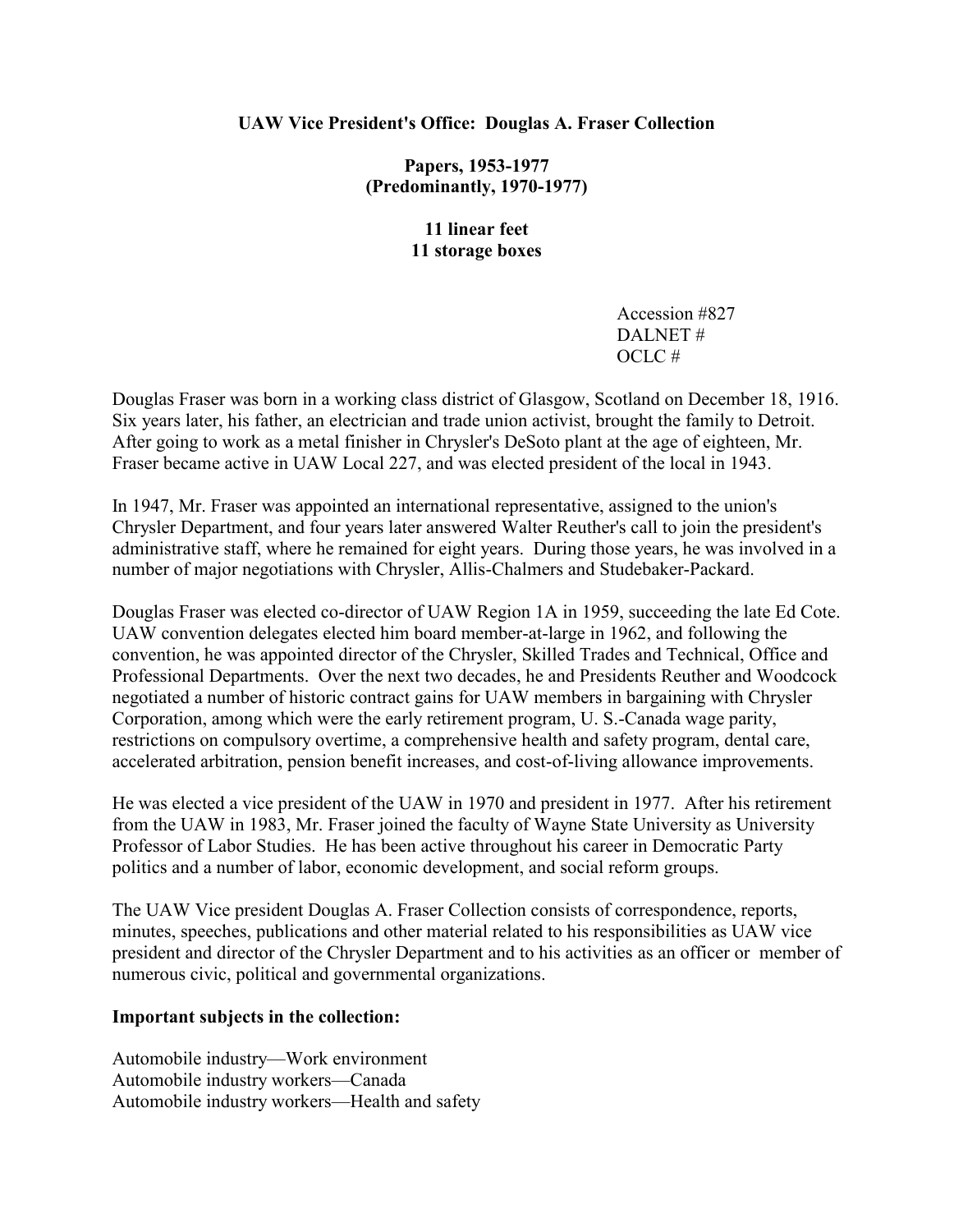**UAW Vice President's Office: Douglas A. Fraser Collection**

**Papers, 1953-1977**
**(Predominantly, 1970-1977)**

**11 linear feet**
**11 storage boxes**

Accession #827
DALNET #
OCLC #

Douglas Fraser was born in a working class district of Glasgow, Scotland on December 18, 1916. Six years later, his father, an electrician and trade union activist, brought the family to Detroit. After going to work as a metal finisher in Chrysler's DeSoto plant at the age of eighteen, Mr. Fraser became active in UAW Local 227, and was elected president of the local in 1943.

In 1947, Mr. Fraser was appointed an international representative, assigned to the union's Chrysler Department, and four years later answered Walter Reuther's call to join the president's administrative staff, where he remained for eight years. During those years, he was involved in a number of major negotiations with Chrysler, Allis-Chalmers and Studebaker-Packard.

Douglas Fraser was elected co-director of UAW Region 1A in 1959, succeeding the late Ed Cote. UAW convention delegates elected him board member-at-large in 1962, and following the convention, he was appointed director of the Chrysler, Skilled Trades and Technical, Office and Professional Departments. Over the next two decades, he and Presidents Reuther and Woodcock negotiated a number of historic contract gains for UAW members in bargaining with Chrysler Corporation, among which were the early retirement program, U. S.-Canada wage parity, restrictions on compulsory overtime, a comprehensive health and safety program, dental care, accelerated arbitration, pension benefit increases, and cost-of-living allowance improvements.

He was elected a vice president of the UAW in 1970 and president in 1977. After his retirement from the UAW in 1983, Mr. Fraser joined the faculty of Wayne State University as University Professor of Labor Studies. He has been active throughout his career in Democratic Party politics and a number of labor, economic development, and social reform groups.

The UAW Vice president Douglas A. Fraser Collection consists of correspondence, reports, minutes, speeches, publications and other material related to his responsibilities as UAW vice president and director of the Chrysler Department and to his activities as an officer or member of numerous civic, political and governmental organizations.

**Important subjects in the collection:**

Automobile industry—Work environment
Automobile industry workers—Canada
Automobile industry workers—Health and safety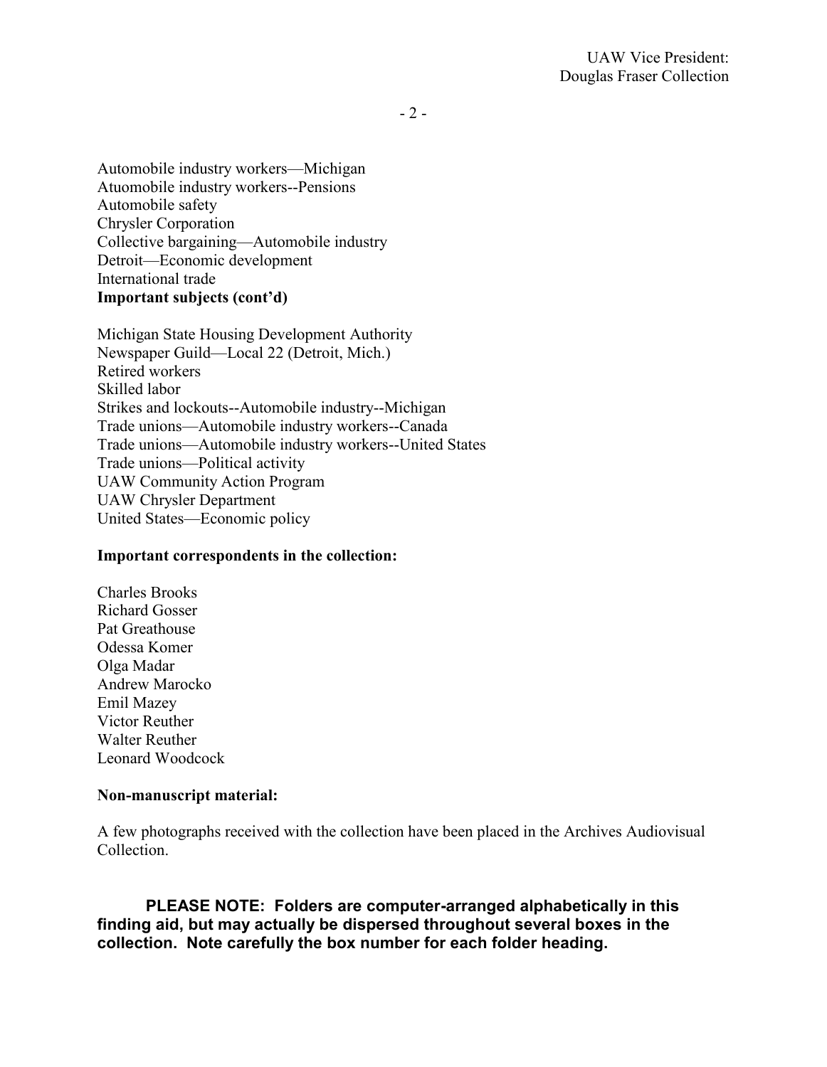Automobile industry workers—Michigan
Atuomobile industry workers--Pensions
Automobile safety
Chrysler Corporation
Collective bargaining—Automobile industry
Detroit—Economic development
International trade

**Important subjects (cont'd)**

Michigan State Housing Development Authority
Newspaper Guild—Local 22 (Detroit, Mich.)
Retired workers
Skilled labor
Strikes and lockouts--Automobile industry--Michigan
Trade unions—Automobile industry workers--Canada
Trade unions—Automobile industry workers--United States
Trade unions—Political activity
UAW Community Action Program
UAW Chrysler Department
United States—Economic policy

**Important correspondents in the collection:**

Charles Brooks
Richard Gosser
Pat Greathouse
Odessa Komer
Olga Madar
Andrew Marocko
Emil Mazey
Victor Reuther
Walter Reuther
Leonard Woodcock

**Non-manuscript material:**

A few photographs received with the collection have been placed in the Archives Audiovisual Collection.

**PLEASE NOTE: Folders are computer-arranged alphabetically in this finding aid, but may actually be dispersed throughout several boxes in the collection. Note carefully the box number for each folder heading.**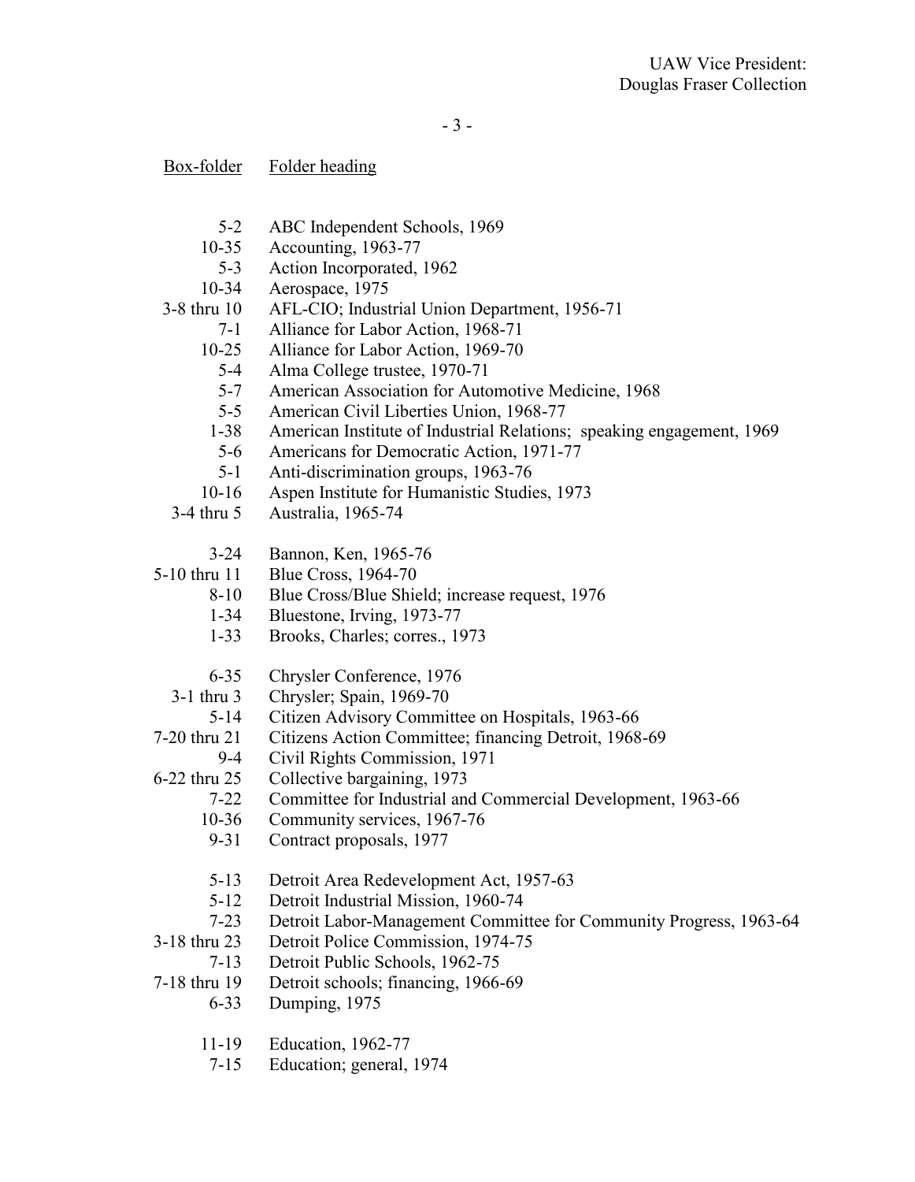| Box-folder | Folder heading |
|---|---|
| 5-2 | ABC Independent Schools, 1969 |
| 10-35 | Accounting, 1963-77 |
| 5-3 | Action Incorporated, 1962 |
| 10-34 | Aerospace, 1975 |
| 3-8 thru 10 | AFL-CIO; Industrial Union Department, 1956-71 |
| 7-1 | Alliance for Labor Action, 1968-71 |
| 10-25 | Alliance for Labor Action, 1969-70 |
| 5-4 | Alma College trustee, 1970-71 |
| 5-7 | American Association for Automotive Medicine, 1968 |
| 5-5 | American Civil Liberties Union, 1968-77 |
| 1-38 | American Institute of Industrial Relations; speaking engagement, 1969 |
| 5-6 | Americans for Democratic Action, 1971-77 |
| 5-1 | Anti-discrimination groups, 1963-76 |
| 10-16 | Aspen Institute for Humanistic Studies, 1973 |
| 3-4 thru 5 | Australia, 1965-74 |
| | |
| 3-24 | Bannon, Ken, 1965-76 |
| 5-10 thru 11 | Blue Cross, 1964-70 |
| 8-10 | Blue Cross/Blue Shield; increase request, 1976 |
| 1-34 | Bluestone, Irving, 1973-77 |
| 1-33 | Brooks, Charles; corres., 1973 |
| | |
| 6-35 | Chrysler Conference, 1976 |
| 3-1 thru 3 | Chrysler; Spain, 1969-70 |
| 5-14 | Citizen Advisory Committee on Hospitals, 1963-66 |
| 7-20 thru 21 | Citizens Action Committee; financing Detroit, 1968-69 |
| 9-4 | Civil Rights Commission, 1971 |
| 6-22 thru 25 | Collective bargaining, 1973 |
| 7-22 | Committee for Industrial and Commercial Development, 1963-66 |
| 10-36 | Community services, 1967-76 |
| 9-31 | Contract proposals, 1977 |
| | |
| 5-13 | Detroit Area Redevelopment Act, 1957-63 |
| 5-12 | Detroit Industrial Mission, 1960-74 |
| 7-23 | Detroit Labor-Management Committee for Community Progress, 1963-64 |
| 3-18 thru 23 | Detroit Police Commission, 1974-75 |
| 7-13 | Detroit Public Schools, 1962-75 |
| 7-18 thru 19 | Detroit schools; financing, 1966-69 |
| 6-33 | Dumping, 1975 |
| | |
| 11-19 | Education, 1962-77 |
| 7-15 | Education; general, 1974 |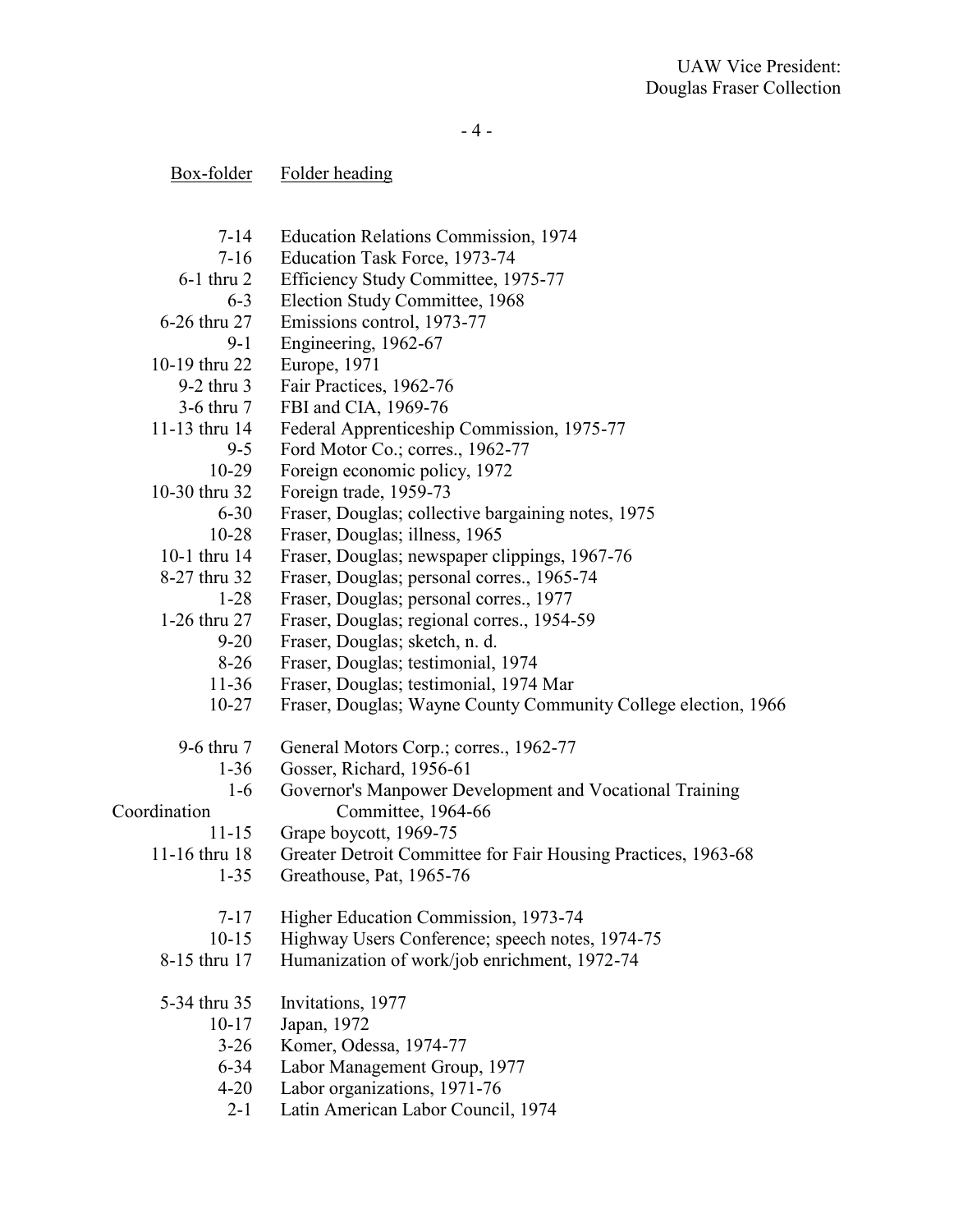| Box-folder | Folder heading |
|---|---|
| 7-14 | Education Relations Commission, 1974 |
| 7-16 | Education Task Force, 1973-74 |
| 6-1 thru 2 | Efficiency Study Committee, 1975-77 |
| 6-3 | Election Study Committee, 1968 |
| 6-26 thru 27 | Emissions control, 1973-77 |
| 9-1 | Engineering, 1962-67 |
| 10-19 thru 22 | Europe, 1971 |
| 9-2 thru 3 | Fair Practices, 1962-76 |
| 3-6 thru 7 | FBI and CIA, 1969-76 |
| 11-13 thru 14 | Federal Apprenticeship Commission, 1975-77 |
| 9-5 | Ford Motor Co.; corres., 1962-77 |
| 10-29 | Foreign economic policy, 1972 |
| 10-30 thru 32 | Foreign trade, 1959-73 |
| 6-30 | Fraser, Douglas; collective bargaining notes, 1975 |
| 10-28 | Fraser, Douglas; illness, 1965 |
| 10-1 thru 14 | Fraser, Douglas; newspaper clippings, 1967-76 |
| 8-27 thru 32 | Fraser, Douglas; personal corres., 1965-74 |
| 1-28 | Fraser, Douglas; personal corres., 1977 |
| 1-26 thru 27 | Fraser, Douglas; regional corres., 1954-59 |
| 9-20 | Fraser, Douglas; sketch, n. d. |
| 8-26 | Fraser, Douglas; testimonial, 1974 |
| 11-36 | Fraser, Douglas; testimonial, 1974 Mar |
| 10-27 | Fraser, Douglas; Wayne County Community College election, 1966 |
| | |
| 9-6 thru 7 | General Motors Corp.; corres., 1962-77 |
| 1-36 | Gosser, Richard, 1956-61 |
| 1-6 | Governor's Manpower Development and Vocational Training Coordination Committee, 1964-66 |
| 11-15 | Grape boycott, 1969-75 |
| 11-16 thru 18 | Greater Detroit Committee for Fair Housing Practices, 1963-68 |
| 1-35 | Greathouse, Pat, 1965-76 |
| | |
| 7-17 | Higher Education Commission, 1973-74 |
| 10-15 | Highway Users Conference; speech notes, 1974-75 |
| 8-15 thru 17 | Humanization of work/job enrichment, 1972-74 |
| | |
| 5-34 thru 35 | Invitations, 1977 |
| 10-17 | Japan, 1972 |
| 3-26 | Komer, Odessa, 1974-77 |
| 6-34 | Labor Management Group, 1977 |
| 4-20 | Labor organizations, 1971-76 |
| 2-1 | Latin American Labor Council, 1974 |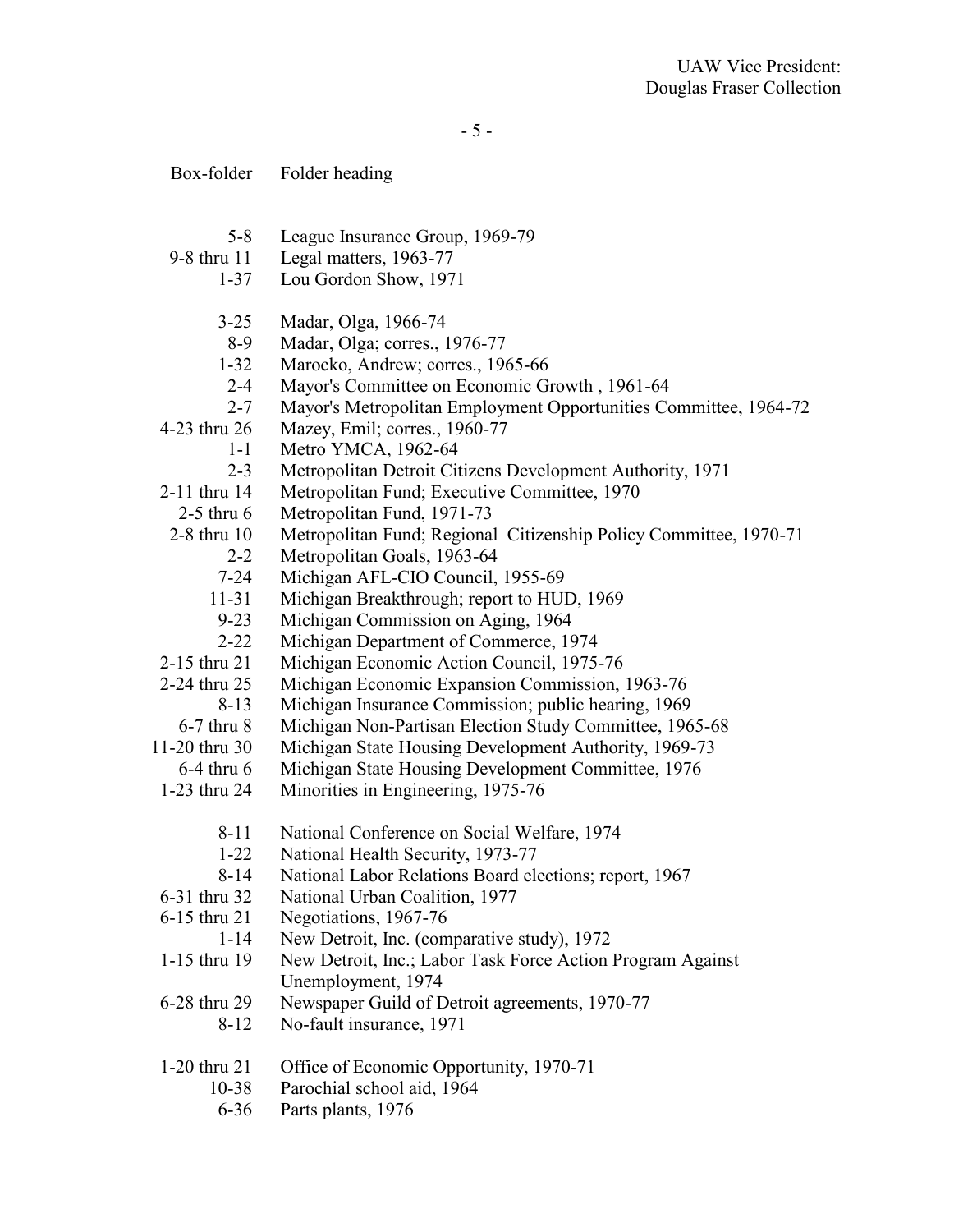| Box-folder | Folder heading |
|---|---|
| 5-8 | League Insurance Group, 1969-79 |
| 9-8 thru 11 | Legal matters, 1963-77 |
| 1-37 | Lou Gordon Show, 1971 |
| | |
| 3-25 | Madar, Olga, 1966-74 |
| 8-9 | Madar, Olga; corres., 1976-77 |
| 1-32 | Marocko, Andrew; corres., 1965-66 |
| 2-4 | Mayor's Committee on Economic Growth , 1961-64 |
| 2-7 | Mayor's Metropolitan Employment Opportunities Committee, 1964-72 |
| 4-23 thru 26 | Mazey, Emil; corres., 1960-77 |
| 1-1 | Metro YMCA, 1962-64 |
| 2-3 | Metropolitan Detroit Citizens Development Authority, 1971 |
| 2-11 thru 14 | Metropolitan Fund; Executive Committee, 1970 |
| 2-5 thru 6 | Metropolitan Fund, 1971-73 |
| 2-8 thru 10 | Metropolitan Fund; Regional Citizenship Policy Committee, 1970-71 |
| 2-2 | Metropolitan Goals, 1963-64 |
| 7-24 | Michigan AFL-CIO Council, 1955-69 |
| 11-31 | Michigan Breakthrough; report to HUD, 1969 |
| 9-23 | Michigan Commission on Aging, 1964 |
| 2-22 | Michigan Department of Commerce, 1974 |
| 2-15 thru 21 | Michigan Economic Action Council, 1975-76 |
| 2-24 thru 25 | Michigan Economic Expansion Commission, 1963-76 |
| 8-13 | Michigan Insurance Commission; public hearing, 1969 |
| 6-7 thru 8 | Michigan Non-Partisan Election Study Committee, 1965-68 |
| 11-20 thru 30 | Michigan State Housing Development Authority, 1969-73 |
| 6-4 thru 6 | Michigan State Housing Development Committee, 1976 |
| 1-23 thru 24 | Minorities in Engineering, 1975-76 |
| | |
| 8-11 | National Conference on Social Welfare, 1974 |
| 1-22 | National Health Security, 1973-77 |
| 8-14 | National Labor Relations Board elections; report, 1967 |
| 6-31 thru 32 | National Urban Coalition, 1977 |
| 6-15 thru 21 | Negotiations, 1967-76 |
| 1-14 | New Detroit, Inc. (comparative study), 1972 |
| 1-15 thru 19 | New Detroit, Inc.; Labor Task Force Action Program Against Unemployment, 1974 |
| 6-28 thru 29 | Newspaper Guild of Detroit agreements, 1970-77 |
| 8-12 | No-fault insurance, 1971 |
| | |
| 1-20 thru 21 | Office of Economic Opportunity, 1970-71 |
| 10-38 | Parochial school aid, 1964 |
| 6-36 | Parts plants, 1976 |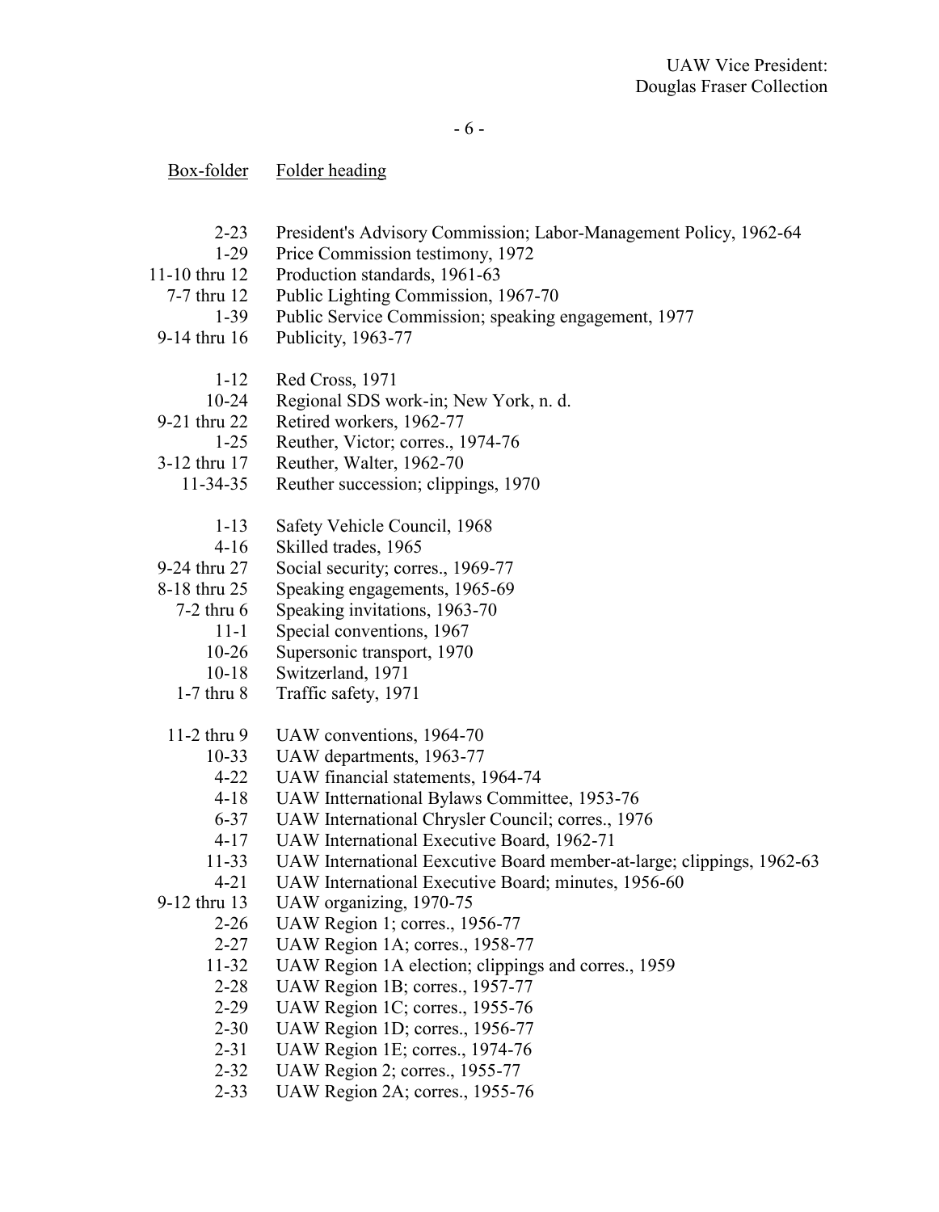| Box-folder | Folder heading |
|---|---|
| 2-23 | President's Advisory Commission; Labor-Management Policy, 1962-64 |
| 1-29 | Price Commission testimony, 1972 |
| 11-10 thru 12 | Production standards, 1961-63 |
| 7-7 thru 12 | Public Lighting Commission, 1967-70 |
| 1-39 | Public Service Commission; speaking engagement, 1977 |
| 9-14 thru 16 | Publicity, 1963-77 |
| | |
| 1-12 | Red Cross, 1971 |
| 10-24 | Regional SDS work-in; New York, n. d. |
| 9-21 thru 22 | Retired workers, 1962-77 |
| 1-25 | Reuther, Victor; corres., 1974-76 |
| 3-12 thru 17 | Reuther, Walter, 1962-70 |
| 11-34-35 | Reuther succession; clippings, 1970 |
| | |
| 1-13 | Safety Vehicle Council, 1968 |
| 4-16 | Skilled trades, 1965 |
| 9-24 thru 27 | Social security; corres., 1969-77 |
| 8-18 thru 25 | Speaking engagements, 1965-69 |
| 7-2 thru 6 | Speaking invitations, 1963-70 |
| 11-1 | Special conventions, 1967 |
| 10-26 | Supersonic transport, 1970 |
| 10-18 | Switzerland, 1971 |
| 1-7 thru 8 | Traffic safety, 1971 |
| | |
| 11-2 thru 9 | UAW conventions, 1964-70 |
| 10-33 | UAW departments, 1963-77 |
| 4-22 | UAW financial statements, 1964-74 |
| 4-18 | UAW Intternational Bylaws Committee, 1953-76 |
| 6-37 | UAW International Chrysler Council; corres., 1976 |
| 4-17 | UAW International Executive Board, 1962-71 |
| 11-33 | UAW International Eexcutive Board member-at-large; clippings, 1962-63 |
| 4-21 | UAW International Executive Board; minutes, 1956-60 |
| 9-12 thru 13 | UAW organizing, 1970-75 |
| 2-26 | UAW Region 1; corres., 1956-77 |
| 2-27 | UAW Region 1A; corres., 1958-77 |
| 11-32 | UAW Region 1A election; clippings and corres., 1959 |
| 2-28 | UAW Region 1B; corres., 1957-77 |
| 2-29 | UAW Region 1C; corres., 1955-76 |
| 2-30 | UAW Region 1D; corres., 1956-77 |
| 2-31 | UAW Region 1E; corres., 1974-76 |
| 2-32 | UAW Region 2; corres., 1955-77 |
| 2-33 | UAW Region 2A; corres., 1955-76 |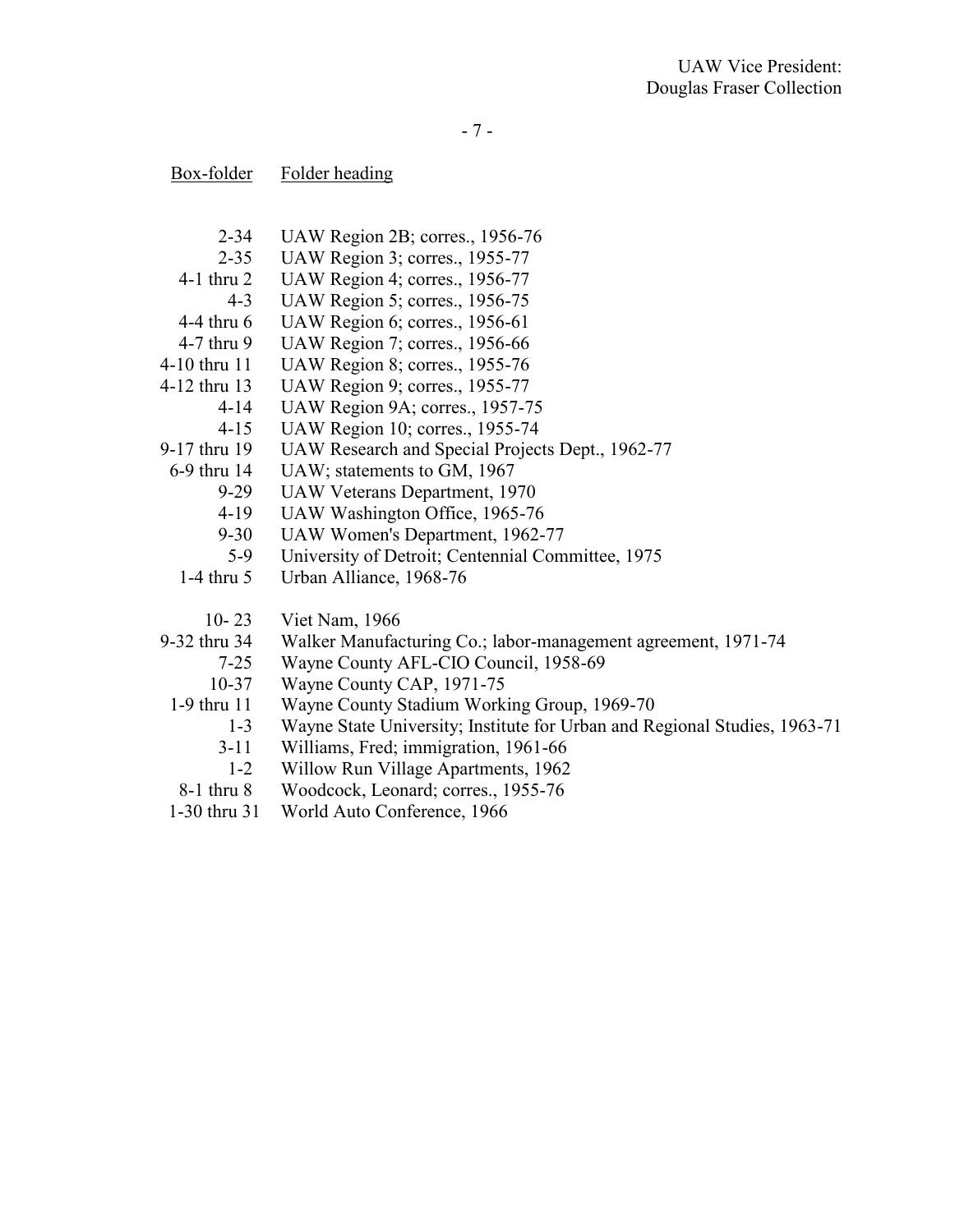| Box-folder | Folder heading |
|---|---|
| 2-34 | UAW Region 2B; corres., 1956-76 |
| 2-35 | UAW Region 3; corres., 1955-77 |
| 4-1 thru 2 | UAW Region 4; corres., 1956-77 |
| 4-3 | UAW Region 5; corres., 1956-75 |
| 4-4 thru 6 | UAW Region 6; corres., 1956-61 |
| 4-7 thru 9 | UAW Region 7; corres., 1956-66 |
| 4-10 thru 11 | UAW Region 8; corres., 1955-76 |
| 4-12 thru 13 | UAW Region 9; corres., 1955-77 |
| 4-14 | UAW Region 9A; corres., 1957-75 |
| 4-15 | UAW Region 10; corres., 1955-74 |
| 9-17 thru 19 | UAW Research and Special Projects Dept., 1962-77 |
| 6-9 thru 14 | UAW; statements to GM, 1967 |
| 9-29 | UAW Veterans Department, 1970 |
| 4-19 | UAW Washington Office, 1965-76 |
| 9-30 | UAW Women's Department, 1962-77 |
| 5-9 | University of Detroit; Centennial Committee, 1975 |
| 1-4 thru 5 | Urban Alliance, 1968-76 |
| 10- 23 | Viet Nam, 1966 |
| 9-32 thru 34 | Walker Manufacturing Co.; labor-management agreement, 1971-74 |
| 7-25 | Wayne County AFL-CIO Council, 1958-69 |
| 10-37 | Wayne County CAP, 1971-75 |
| 1-9 thru 11 | Wayne County Stadium Working Group, 1969-70 |
| 1-3 | Wayne State University; Institute for Urban and Regional Studies, 1963-71 |
| 3-11 | Williams, Fred; immigration, 1961-66 |
| 1-2 | Willow Run Village Apartments, 1962 |
| 8-1 thru 8 | Woodcock, Leonard; corres., 1955-76 |
| 1-30 thru 31 | World Auto Conference, 1966 |